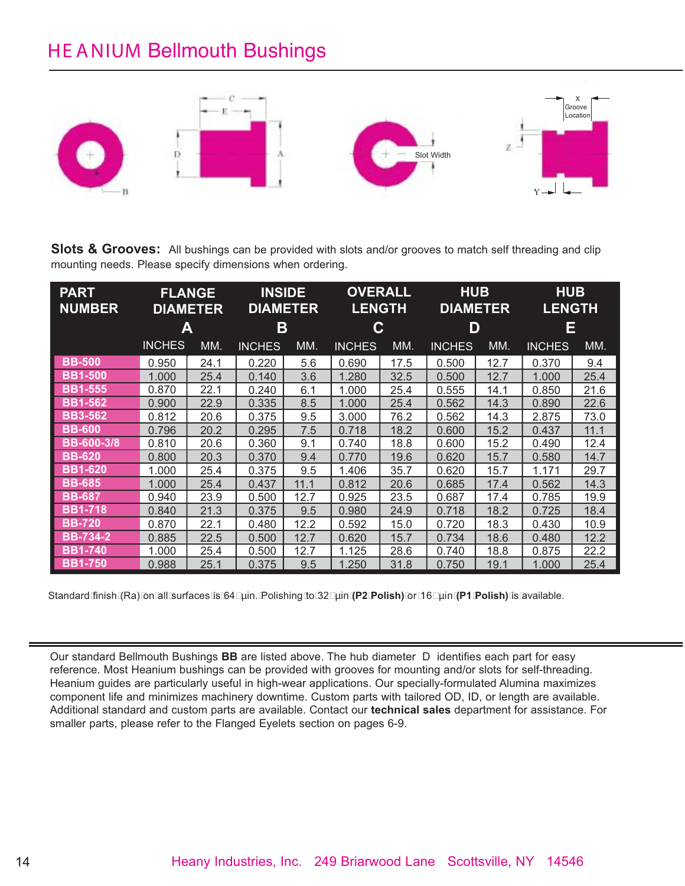# HEANIUM Bellmouth Bushings

**Slots & Grooves:** All bushings can be provided with slots and/or grooves to match self threading and clip mounting needs. Please specify dimensions when ordering.

| PART NUMBER | FLANGE DIAMETER A | | INSIDE DIAMETER B | | OVERALL LENGTH C | | HUB DIAMETER D | | HUB LENGTH E | |
|---|---|---|---|---|---|---|---|---|---|---|
| | INCHES | MM. | INCHES | MM. | INCHES | MM. | INCHES | MM. | INCHES | MM. |
| BB-500 | 0.950 | 24.1 | 0.220 | 5.6 | 0.690 | 17.5 | 0.500 | 12.7 | 0.370 | 9.4 |
| BB1-500 | 1.000 | 25.4 | 0.140 | 3.6 | 1.280 | 32.5 | 0.500 | 12.7 | 1.000 | 25.4 |
| BB1-555 | 0.870 | 22.1 | 0.240 | 6.1 | 1.000 | 25.4 | 0.555 | 14.1 | 0.850 | 21.6 |
| BB1-562 | 0.900 | 22.9 | 0.335 | 8.5 | 1.000 | 25.4 | 0.562 | 14.3 | 0.890 | 22.6 |
| BB3-562 | 0.812 | 20.6 | 0.375 | 9.5 | 3.000 | 76.2 | 0.562 | 14.3 | 2.875 | 73.0 |
| BB-600 | 0.796 | 20.2 | 0.295 | 7.5 | 0.718 | 18.2 | 0.600 | 15.2 | 0.437 | 11.1 |
| BB-600-3/8 | 0.810 | 20.6 | 0.360 | 9.1 | 0.740 | 18.8 | 0.600 | 15.2 | 0.490 | 12.4 |
| BB-620 | 0.800 | 20.3 | 0.370 | 9.4 | 0.770 | 19.6 | 0.620 | 15.7 | 0.580 | 14.7 |
| BB1-620 | 1.000 | 25.4 | 0.375 | 9.5 | 1.406 | 35.7 | 0.620 | 15.7 | 1.171 | 29.7 |
| BB-685 | 1.000 | 25.4 | 0.437 | 11.1 | 0.812 | 20.6 | 0.685 | 17.4 | 0.562 | 14.3 |
| BB-687 | 0.940 | 23.9 | 0.500 | 12.7 | 0.925 | 23.5 | 0.687 | 17.4 | 0.785 | 19.9 |
| BB1-718 | 0.840 | 21.3 | 0.375 | 9.5 | 0.980 | 24.9 | 0.718 | 18.2 | 0.725 | 18.4 |
| BB-720 | 0.870 | 22.1 | 0.480 | 12.2 | 0.592 | 15.0 | 0.720 | 18.3 | 0.430 | 10.9 |
| BB-734-2 | 0.885 | 22.5 | 0.500 | 12.7 | 0.620 | 15.7 | 0.734 | 18.6 | 0.480 | 12.2 |
| BB1-740 | 1.000 | 25.4 | 0.500 | 12.7 | 1.125 | 28.6 | 0.740 | 18.8 | 0.875 | 22.2 |
| BB1-750 | 0.988 | 25.1 | 0.375 | 9.5 | 1.250 | 31.8 | 0.750 | 19.1 | 1.000 | 25.4 |

Standard finish (Ra) on all surfaces is 64 µin. Polishing to 32 µin **(P2 Polish)** or 16 µin **(P1 Polish)** is available.

Our standard Bellmouth Bushings **BB** are listed above. The hub diameter D identifies each part for easy reference. Most Heanium bushings can be provided with grooves for mounting and/or slots for self-threading. Heanium guides are particularly useful in high-wear applications. Our specially-formulated Alumina maximizes component life and minimizes machinery downtime. Custom parts with tailored OD, ID, or length are available. Additional standard and custom parts are available. Contact our **technical sales** department for assistance. For smaller parts, please refer to the Flanged Eyelets section on pages 6-9.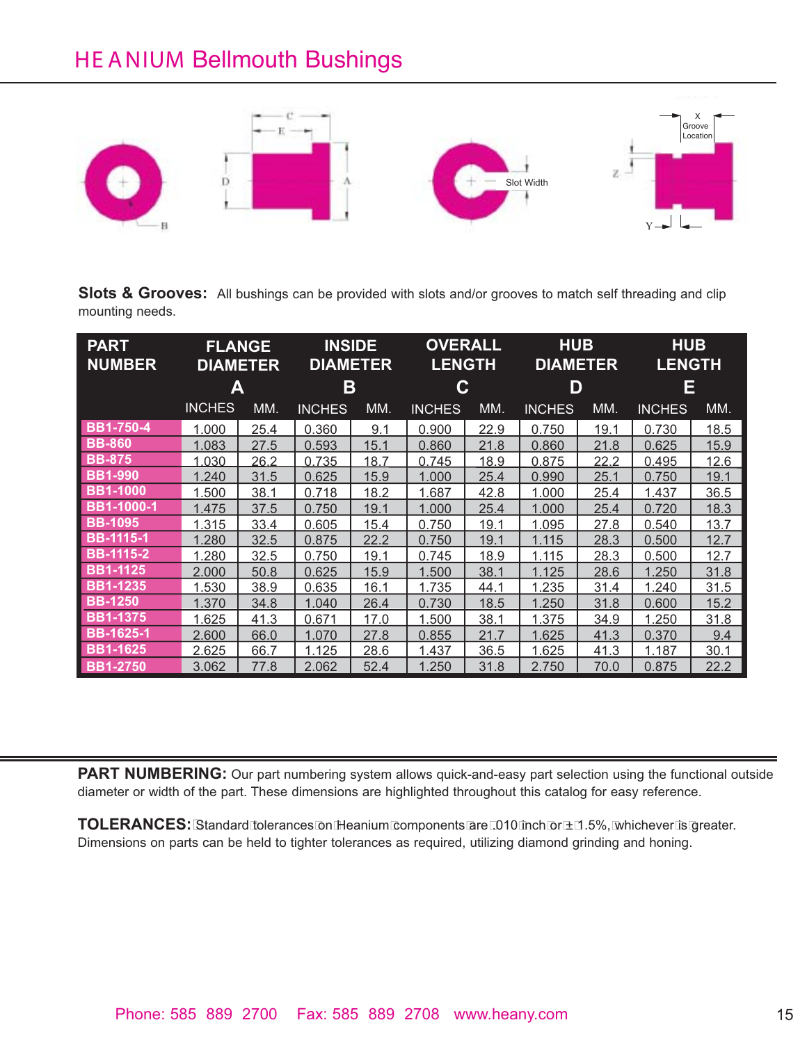# HEANIUM Bellmouth Bushings

**Slots & Grooves:** All bushings can be provided with slots and/or grooves to match self threading and clip mounting needs.

| PART NUMBER | FLANGE DIAMETER A | | INSIDE DIAMETER B | | OVERALL LENGTH C | | HUB DIAMETER D | | HUB LENGTH E | |
|---|---|---|---|---|---|---|---|---|---|---|
| | INCHES | MM. | INCHES | MM. | INCHES | MM. | INCHES | MM. | INCHES | MM. |
| BB1-750-4 | 1.000 | 25.4 | 0.360 | 9.1 | 0.900 | 22.9 | 0.750 | 19.1 | 0.730 | 18.5 |
| BB-860 | 1.083 | 27.5 | 0.593 | 15.1 | 0.860 | 21.8 | 0.860 | 21.8 | 0.625 | 15.9 |
| BB-875 | 1.030 | 26.2 | 0.735 | 18.7 | 0.745 | 18.9 | 0.875 | 22.2 | 0.495 | 12.6 |
| BB1-990 | 1.240 | 31.5 | 0.625 | 15.9 | 1.000 | 25.4 | 0.990 | 25.1 | 0.750 | 19.1 |
| BB1-1000 | 1.500 | 38.1 | 0.718 | 18.2 | 1.687 | 42.8 | 1.000 | 25.4 | 1.437 | 36.5 |
| BB1-1000-1 | 1.475 | 37.5 | 0.750 | 19.1 | 1.000 | 25.4 | 1.000 | 25.4 | 0.720 | 18.3 |
| BB-1095 | 1.315 | 33.4 | 0.605 | 15.4 | 0.750 | 19.1 | 1.095 | 27.8 | 0.540 | 13.7 |
| BB-1115-1 | 1.280 | 32.5 | 0.875 | 22.2 | 0.750 | 19.1 | 1.115 | 28.3 | 0.500 | 12.7 |
| BB-1115-2 | 1.280 | 32.5 | 0.750 | 19.1 | 0.745 | 18.9 | 1.115 | 28.3 | 0.500 | 12.7 |
| BB1-1125 | 2.000 | 50.8 | 0.625 | 15.9 | 1.500 | 38.1 | 1.125 | 28.6 | 1.250 | 31.8 |
| BB1-1235 | 1.530 | 38.9 | 0.635 | 16.1 | 1.735 | 44.1 | 1.235 | 31.4 | 1.240 | 31.5 |
| BB-1250 | 1.370 | 34.8 | 1.040 | 26.4 | 0.730 | 18.5 | 1.250 | 31.8 | 0.600 | 15.2 |
| BB1-1375 | 1.625 | 41.3 | 0.671 | 17.0 | 1.500 | 38.1 | 1.375 | 34.9 | 1.250 | 31.8 |
| BB-1625-1 | 2.600 | 66.0 | 1.070 | 27.8 | 0.855 | 21.7 | 1.625 | 41.3 | 0.370 | 9.4 |
| BB1-1625 | 2.625 | 66.7 | 1.125 | 28.6 | 1.437 | 36.5 | 1.625 | 41.3 | 1.187 | 30.1 |
| BB1-2750 | 3.062 | 77.8 | 2.062 | 52.4 | 1.250 | 31.8 | 2.750 | 70.0 | 0.875 | 22.2 |

**PART NUMBERING:** Our part numbering system allows quick-and-easy part selection using the functional outside diameter or width of the part. These dimensions are highlighted throughout this catalog for easy reference.

**TOLERANCES:** Standard tolerances on Heanium components are .010 inch or ±1.5%, whichever is greater. Dimensions on parts can be held to tighter tolerances as required, utilizing diamond grinding and honing.

Phone: 585 889 2700 Fax: 585 889 2708 www.heany.com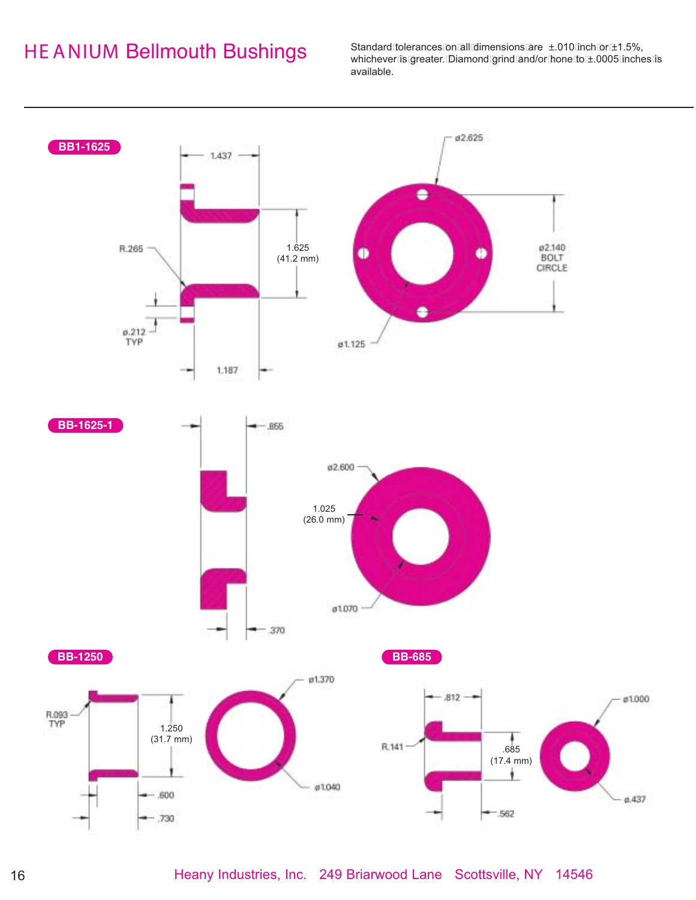# HEANIUM Bellmouth Bushings

Standard tolerances on all dimensions are ±.010 inch or ±1.5%, whichever is greater. Diamond grind and/or hone to ±.0005 inches is available.

## BB1-1625

1.437

R.265

1.625
(41.2 mm)

ø.212
TYP

1.187

ø2.625

ø2.140
BOLT
CIRCLE

ø1.125

## BB-1625-1

.855

ø2.600

1.025
(26.0 mm)

ø1.070

.370

## BB-1250

R.093
TYP

1.250
(31.7 mm)

.600

.730

ø1.370

ø1.040

## BB-685

.812

R.141

.685
(17.4 mm)

.562

ø1.000

ø.437

Heany Industries, Inc. 249 Briarwood Lane Scottsville, NY 14546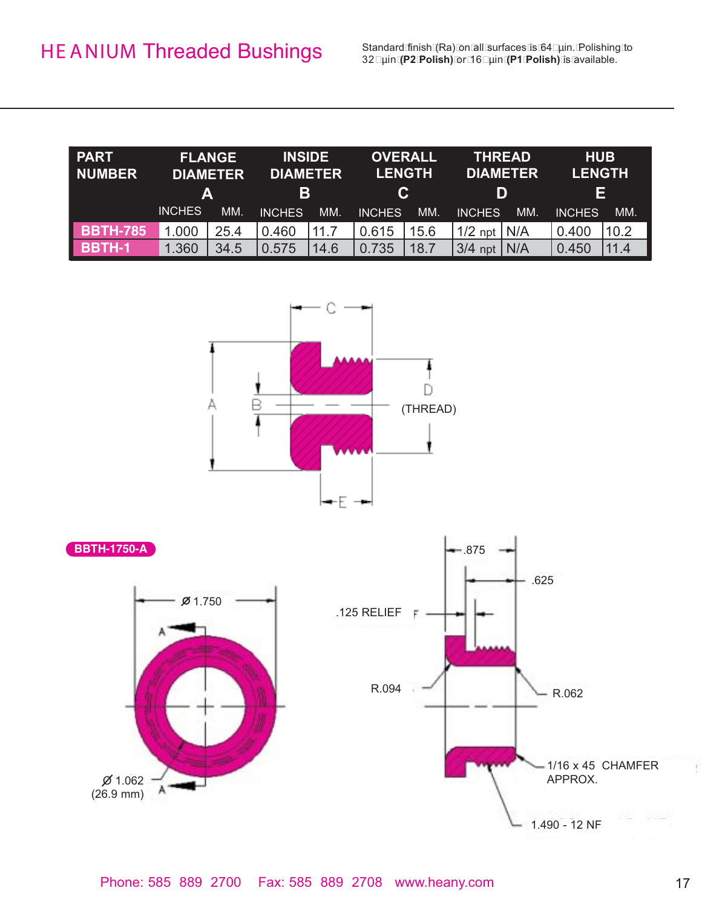# HEANIUM Threaded Bushings

Standard finish (Ra) on all surfaces is 64 µin. Polishing to 32 µin **(P2 Polish)** or 16 µin **(P1 Polish)** is available.

| PART NUMBER | FLANGE DIAMETER A | | INSIDE DIAMETER B | | OVERALL LENGTH C | | THREAD DIAMETER D | | HUB LENGTH E | |
|---|---|---|---|---|---|---|---|---|---|---|
| | INCHES | MM. | INCHES | MM. | INCHES | MM. | INCHES | MM. | INCHES | MM. |
| **BBTH-785** | 1.000 | 25.4 | 0.460 | 11.7 | 0.615 | 15.6 | 1/2 npt | N/A | 0.400 | 10.2 |
| **BBTH-1** | 1.360 | 34.5 | 0.575 | 14.6 | 0.735 | 18.7 | 3/4 npt | N/A | 0.450 | 11.4 |

C
A
B
D
(THREAD)
E

**BBTH-1750-A**

Ø 1.750
Ø 1.062
(26.9 mm)

.875
.625
.125 RELIEF
R.094
R.062
1/16 x 45 CHAMFER APPROX.
1.490 - 12 NF

Phone: 585 889 2700 Fax: 585 889 2708 www.heany.com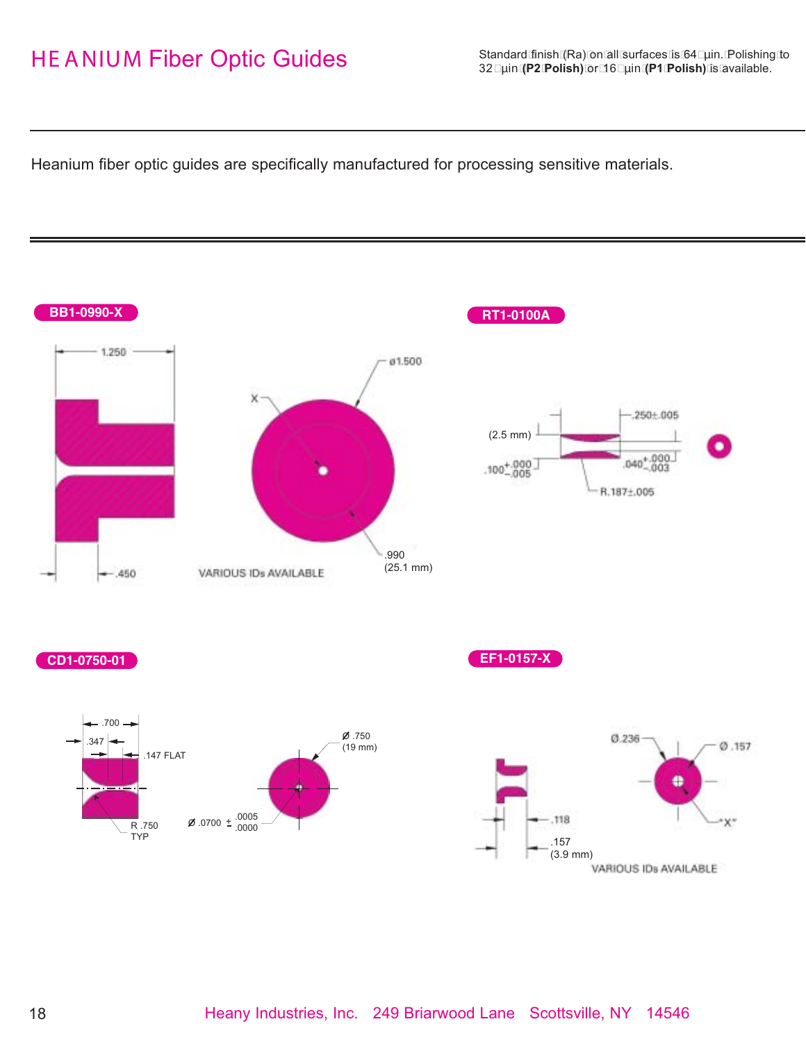# HEANIUM Fiber Optic Guides

Standard finish (Ra) on all surfaces is 64 µin. Polishing to 32 µin **(P2 Polish)** or 16 µin **(P1 Polish)** is available.

Heanium fiber optic guides are specifically manufactured for processing sensitive materials.

## BB1-0990-X

1.250

ø1.500

X

.450

VARIOUS IDs AVAILABLE

.990
(25.1 mm)

## RT1-0100A

(2.5 mm)

.250±.005

$.100^{+.000}_{-.005}$

$.040^{+.000}_{-.003}$

R.187±.005

## CD1-0750-01

.700

.347

.147 FLAT

R .750
TYP

Ø .750
(19 mm)

Ø .0700 $^{+.0005}_{-.0000}$

## EF1-0157-X

Ø.236

Ø .157

"X"

.118

.157
(3.9 mm)

VARIOUS IDs AVAILABLE

Heany Industries, Inc. 249 Briarwood Lane Scottsville, NY 14546